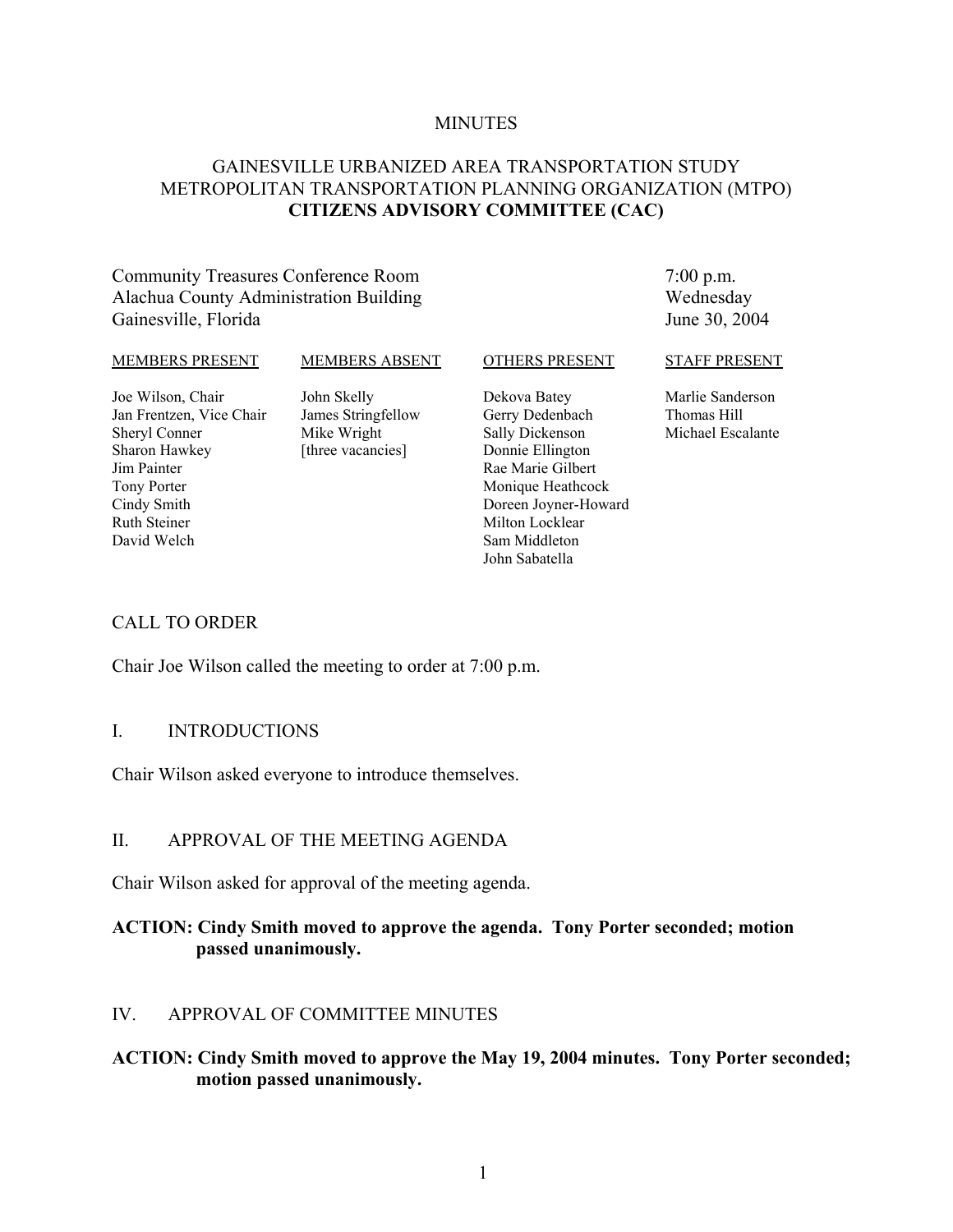MINUTES

# GAINESVILLE URBANIZED AREA TRANSPORTATION STUDY
# METROPOLITAN TRANSPORTATION PLANNING ORGANIZATION (MTPO)
# **CITIZENS ADVISORY COMMITTEE (CAC)**

Community Treasures Conference Room
Alachua County Administration Building
Gainesville, Florida

7:00 p.m.
Wednesday
June 30, 2004

| MEMBERS PRESENT | MEMBERS ABSENT | OTHERS PRESENT | STAFF PRESENT |
|---|---|---|---|
| Joe Wilson, Chair | John Skelly | Dekova Batey | Marlie Sanderson |
| Jan Frentzen, Vice Chair | James Stringfellow | Gerry Dedenbach | Thomas Hill |
| Sheryl Conner | Mike Wright | Sally Dickenson | Michael Escalante |
| Sharon Hawkey | [three vacancies] | Donnie Ellington | |
| Jim Painter | | Rae Marie Gilbert | |
| Tony Porter | | Monique Heathcock | |
| Cindy Smith | | Doreen Joyner-Howard | |
| Ruth Steiner | | Milton Locklear | |
| David Welch | | Sam Middleton | |
| | | John Sabatella | |

## CALL TO ORDER

Chair Joe Wilson called the meeting to order at 7:00 p.m.

## I. INTRODUCTIONS

Chair Wilson asked everyone to introduce themselves.

## II. APPROVAL OF THE MEETING AGENDA

Chair Wilson asked for approval of the meeting agenda.

**ACTION: Cindy Smith moved to approve the agenda. Tony Porter seconded; motion passed unanimously.**

## IV. APPROVAL OF COMMITTEE MINUTES

**ACTION: Cindy Smith moved to approve the May 19, 2004 minutes. Tony Porter seconded; motion passed unanimously.**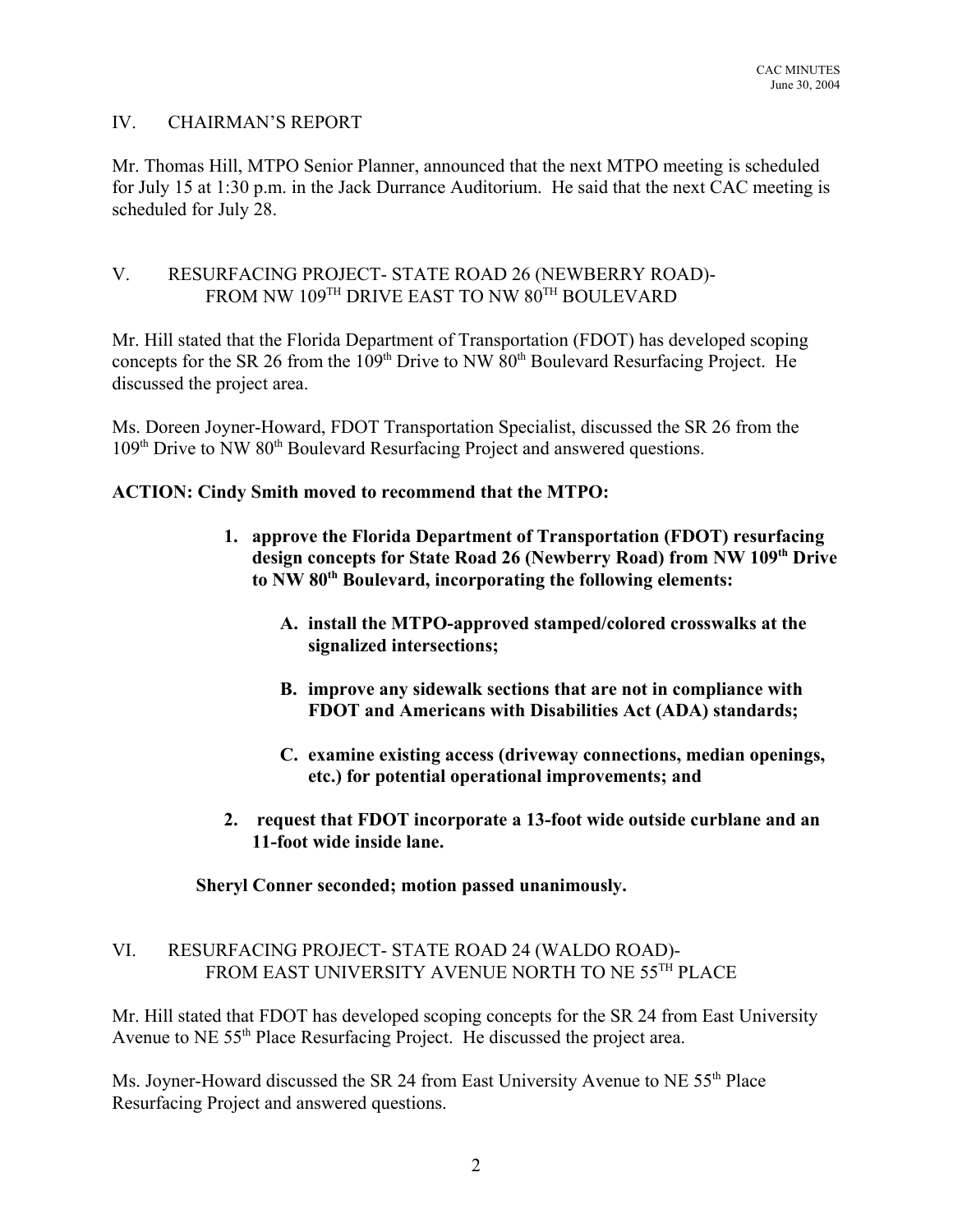## IV. CHAIRMAN'S REPORT

Mr. Thomas Hill, MTPO Senior Planner, announced that the next MTPO meeting is scheduled for July 15 at 1:30 p.m. in the Jack Durrance Auditorium. He said that the next CAC meeting is scheduled for July 28.

## V. RESURFACING PROJECT- STATE ROAD 26 (NEWBERRY ROAD)- FROM NW 109TH DRIVE EAST TO NW 80TH BOULEVARD

Mr. Hill stated that the Florida Department of Transportation (FDOT) has developed scoping concepts for the SR 26 from the 109th Drive to NW 80th Boulevard Resurfacing Project. He discussed the project area.

Ms. Doreen Joyner-Howard, FDOT Transportation Specialist, discussed the SR 26 from the 109th Drive to NW 80th Boulevard Resurfacing Project and answered questions.

**ACTION: Cindy Smith moved to recommend that the MTPO:**

1. **approve the Florida Department of Transportation (FDOT) resurfacing design concepts for State Road 26 (Newberry Road) from NW 109th Drive to NW 80th Boulevard, incorporating the following elements:**

   A. **install the MTPO-approved stamped/colored crosswalks at the signalized intersections;**

   B. **improve any sidewalk sections that are not in compliance with FDOT and Americans with Disabilities Act (ADA) standards;**

   C. **examine existing access (driveway connections, median openings, etc.) for potential operational improvements; and**

2. **request that FDOT incorporate a 13-foot wide outside curblane and an 11-foot wide inside lane.**

**Sheryl Conner seconded; motion passed unanimously.**

## VI. RESURFACING PROJECT- STATE ROAD 24 (WALDO ROAD)- FROM EAST UNIVERSITY AVENUE NORTH TO NE 55TH PLACE

Mr. Hill stated that FDOT has developed scoping concepts for the SR 24 from East University Avenue to NE 55th Place Resurfacing Project. He discussed the project area.

Ms. Joyner-Howard discussed the SR 24 from East University Avenue to NE 55th Place Resurfacing Project and answered questions.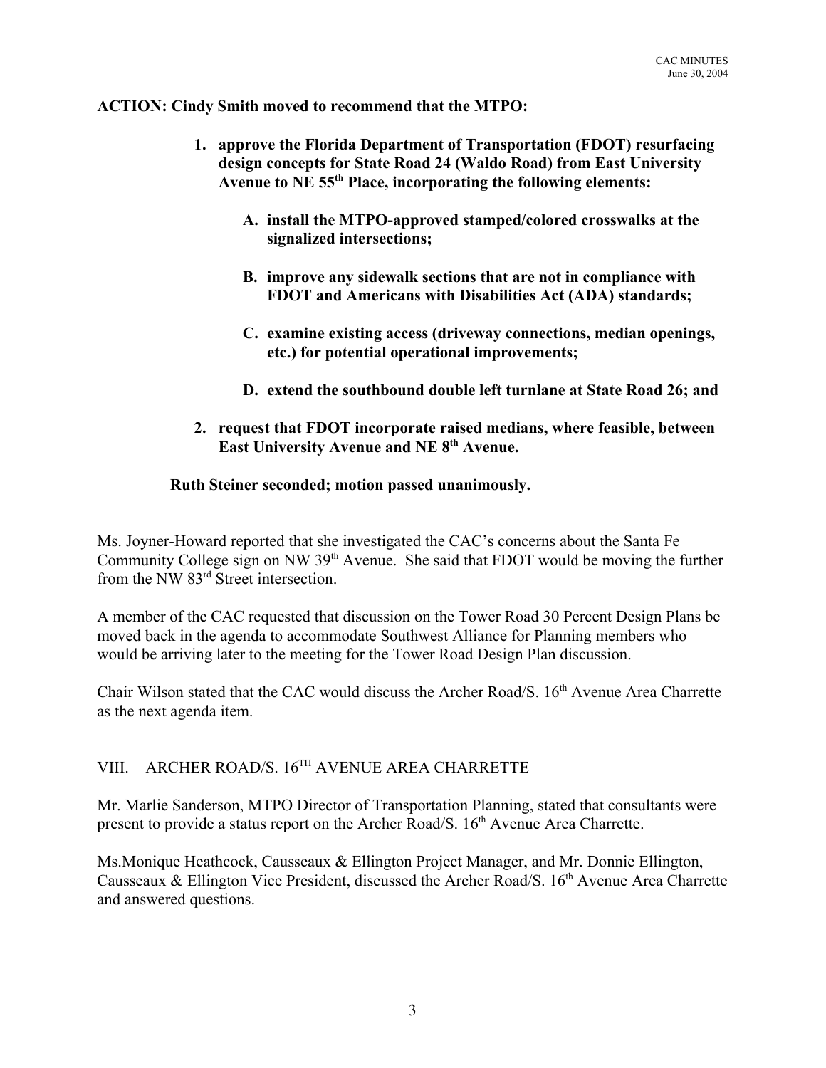**ACTION: Cindy Smith moved to recommend that the MTPO:**

1. **approve the Florida Department of Transportation (FDOT) resurfacing design concepts for State Road 24 (Waldo Road) from East University Avenue to NE 55th Place, incorporating the following elements:**

    A. **install the MTPO-approved stamped/colored crosswalks at the signalized intersections;**

    B. **improve any sidewalk sections that are not in compliance with FDOT and Americans with Disabilities Act (ADA) standards;**

    C. **examine existing access (driveway connections, median openings, etc.) for potential operational improvements;**

    D. **extend the southbound double left turnlane at State Road 26; and**

2. **request that FDOT incorporate raised medians, where feasible, between East University Avenue and NE 8th Avenue.**

**Ruth Steiner seconded; motion passed unanimously.**

Ms. Joyner-Howard reported that she investigated the CAC's concerns about the Santa Fe Community College sign on NW 39th Avenue. She said that FDOT would be moving the further from the NW 83rd Street intersection.

A member of the CAC requested that discussion on the Tower Road 30 Percent Design Plans be moved back in the agenda to accommodate Southwest Alliance for Planning members who would be arriving later to the meeting for the Tower Road Design Plan discussion.

Chair Wilson stated that the CAC would discuss the Archer Road/S. 16th Avenue Area Charrette as the next agenda item.

## VIII. ARCHER ROAD/S. 16TH AVENUE AREA CHARRETTE

Mr. Marlie Sanderson, MTPO Director of Transportation Planning, stated that consultants were present to provide a status report on the Archer Road/S. 16th Avenue Area Charrette.

Ms.Monique Heathcock, Causseaux & Ellington Project Manager, and Mr. Donnie Ellington, Causseaux & Ellington Vice President, discussed the Archer Road/S. 16th Avenue Area Charrette and answered questions.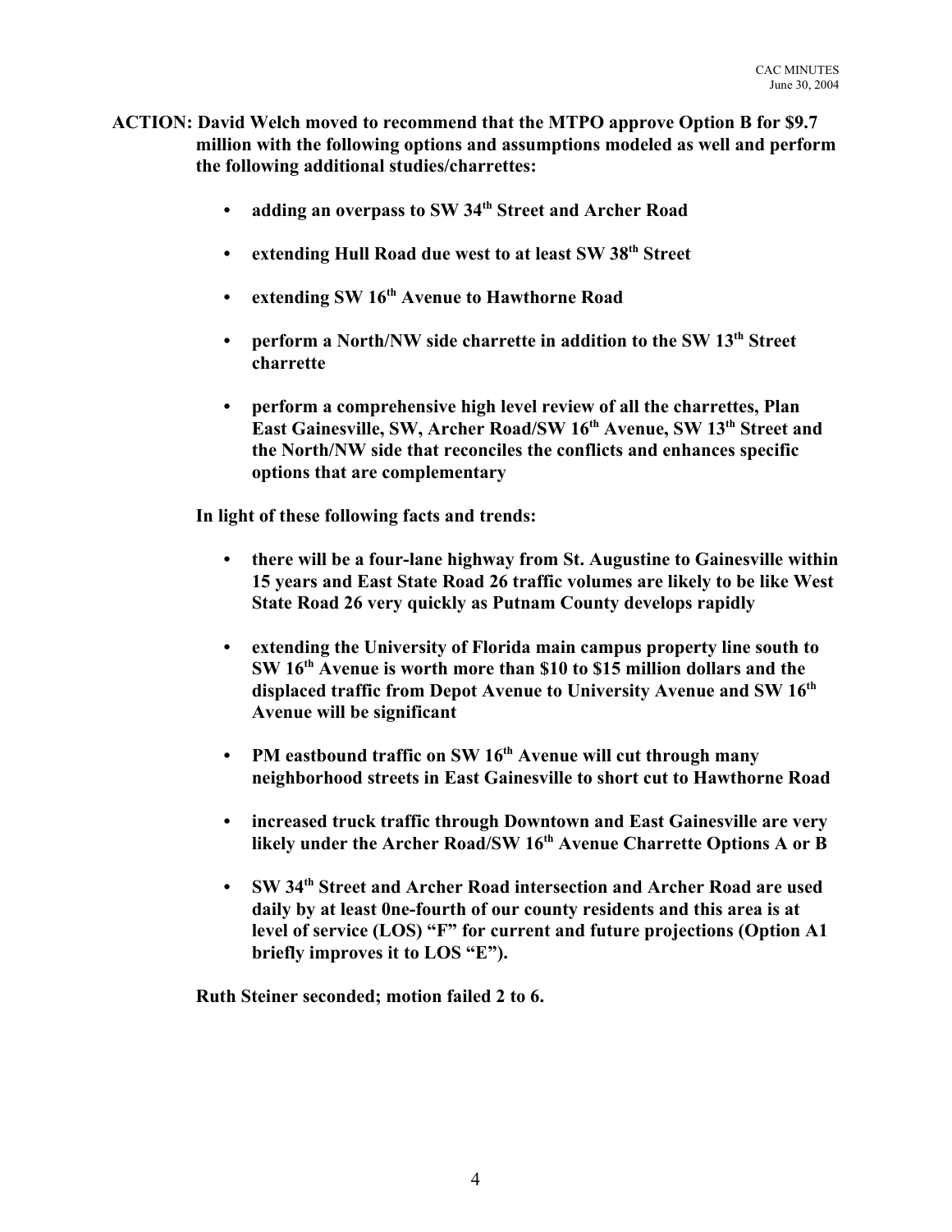**ACTION: David Welch moved to recommend that the MTPO approve Option B for $9.7 million with the following options and assumptions modeled as well and perform the following additional studies/charrettes:**

- **adding an overpass to SW 34th Street and Archer Road**
- **extending Hull Road due west to at least SW 38th Street**
- **extending SW 16th Avenue to Hawthorne Road**
- **perform a North/NW side charrette in addition to the SW 13th Street charrette**
- **perform a comprehensive high level review of all the charrettes, Plan East Gainesville, SW, Archer Road/SW 16th Avenue, SW 13th Street and the North/NW side that reconciles the conflicts and enhances specific options that are complementary**

**In light of these following facts and trends:**

- **there will be a four-lane highway from St. Augustine to Gainesville within 15 years and East State Road 26 traffic volumes are likely to be like West State Road 26 very quickly as Putnam County develops rapidly**
- **extending the University of Florida main campus property line south to SW 16th Avenue is worth more than $10 to $15 million dollars and the displaced traffic from Depot Avenue to University Avenue and SW 16th Avenue will be significant**
- **PM eastbound traffic on SW 16th Avenue will cut through many neighborhood streets in East Gainesville to short cut to Hawthorne Road**
- **increased truck traffic through Downtown and East Gainesville are very likely under the Archer Road/SW 16th Avenue Charrette Options A or B**
- **SW 34th Street and Archer Road intersection and Archer Road are used daily by at least 0ne-fourth of our county residents and this area is at level of service (LOS) "F" for current and future projections (Option A1 briefly improves it to LOS "E").**

**Ruth Steiner seconded; motion failed 2 to 6.**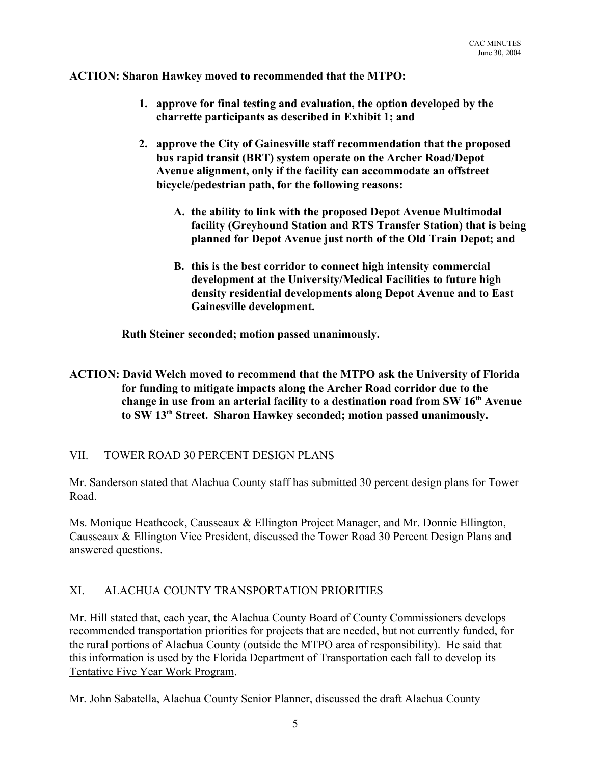**ACTION: Sharon Hawkey moved to recommended that the MTPO:**

1. **approve for final testing and evaluation, the option developed by the charrette participants as described in Exhibit 1; and**

2. **approve the City of Gainesville staff recommendation that the proposed bus rapid transit (BRT) system operate on the Archer Road/Depot Avenue alignment, only if the facility can accommodate an offstreet bicycle/pedestrian path, for the following reasons:**

    A. **the ability to link with the proposed Depot Avenue Multimodal facility (Greyhound Station and RTS Transfer Station) that is being planned for Depot Avenue just north of the Old Train Depot; and**

    B. **this is the best corridor to connect high intensity commercial development at the University/Medical Facilities to future high density residential developments along Depot Avenue and to East Gainesville development.**

**Ruth Steiner seconded; motion passed unanimously.**

**ACTION: David Welch moved to recommend that the MTPO ask the University of Florida for funding to mitigate impacts along the Archer Road corridor due to the change in use from an arterial facility to a destination road from SW 16th Avenue to SW 13th Street. Sharon Hawkey seconded; motion passed unanimously.**

## VII. TOWER ROAD 30 PERCENT DESIGN PLANS

Mr. Sanderson stated that Alachua County staff has submitted 30 percent design plans for Tower Road.

Ms. Monique Heathcock, Causseaux & Ellington Project Manager, and Mr. Donnie Ellington, Causseaux & Ellington Vice President, discussed the Tower Road 30 Percent Design Plans and answered questions.

## XI. ALACHUA COUNTY TRANSPORTATION PRIORITIES

Mr. Hill stated that, each year, the Alachua County Board of County Commissioners develops recommended transportation priorities for projects that are needed, but not currently funded, for the rural portions of Alachua County (outside the MTPO area of responsibility). He said that this information is used by the Florida Department of Transportation each fall to develop its <u>Tentative Five Year Work Program</u>.

Mr. John Sabatella, Alachua County Senior Planner, discussed the draft Alachua County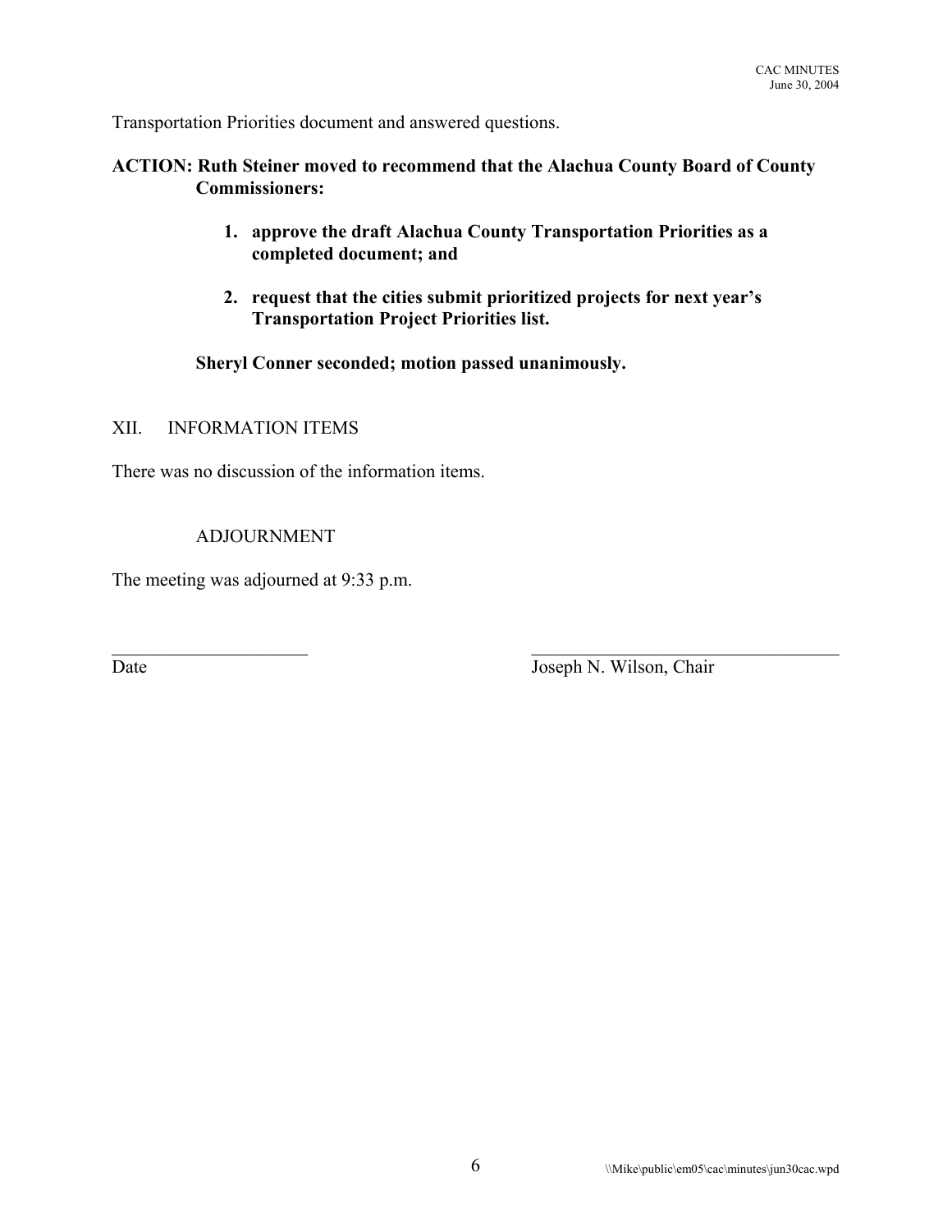Transportation Priorities document and answered questions.

**ACTION: Ruth Steiner moved to recommend that the Alachua County Board of County Commissioners:**

1. **approve the draft Alachua County Transportation Priorities as a completed document; and**

2. **request that the cities submit prioritized projects for next year's Transportation Project Priorities list.**

**Sheryl Conner seconded; motion passed unanimously.**

## XII. INFORMATION ITEMS

There was no discussion of the information items.

## ADJOURNMENT

The meeting was adjourned at 9:33 p.m.

\_\_\_\_\_\_\_\_\_\_\_\_\_\_\_\_\_\_\_\_\_\_ \_\_\_\_\_\_\_\_\_\_\_\_\_\_\_\_\_\_\_\_\_\_\_\_\_\_\_\_\_\_\_\_\_\_\_

Date Joseph N. Wilson, Chair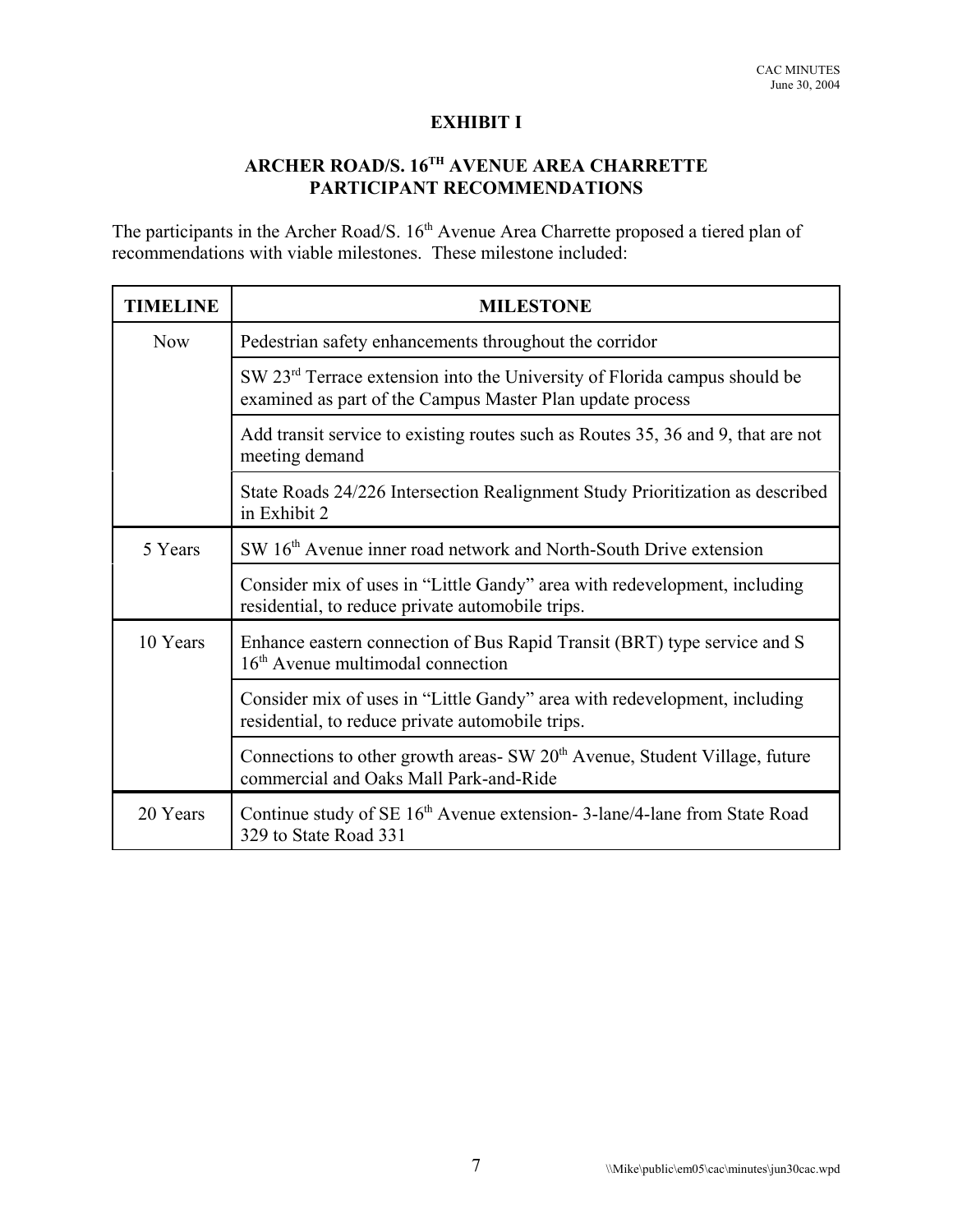# EXHIBIT I

## ARCHER ROAD/S. 16TH AVENUE AREA CHARRETTE PARTICIPANT RECOMMENDATIONS

The participants in the Archer Road/S. 16th Avenue Area Charrette proposed a tiered plan of recommendations with viable milestones. These milestone included:

| TIMELINE | MILESTONE |
|---|---|
| Now | Pedestrian safety enhancements throughout the corridor |
| | SW 23rd Terrace extension into the University of Florida campus should be examined as part of the Campus Master Plan update process |
| | Add transit service to existing routes such as Routes 35, 36 and 9, that are not meeting demand |
| | State Roads 24/226 Intersection Realignment Study Prioritization as described in Exhibit 2 |
| 5 Years | SW 16th Avenue inner road network and North-South Drive extension |
| | Consider mix of uses in "Little Gandy" area with redevelopment, including residential, to reduce private automobile trips. |
| 10 Years | Enhance eastern connection of Bus Rapid Transit (BRT) type service and S 16th Avenue multimodal connection |
| | Consider mix of uses in "Little Gandy" area with redevelopment, including residential, to reduce private automobile trips. |
| | Connections to other growth areas- SW 20th Avenue, Student Village, future commercial and Oaks Mall Park-and-Ride |
| 20 Years | Continue study of SE 16th Avenue extension- 3-lane/4-lane from State Road 329 to State Road 331 |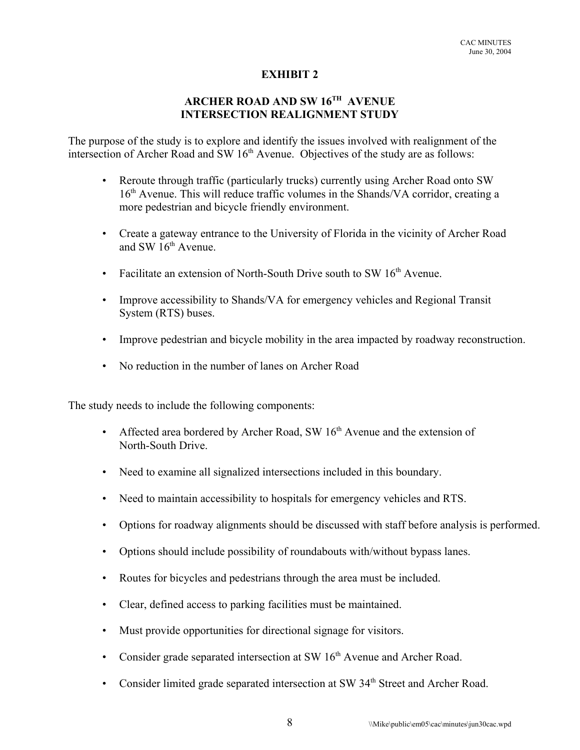## EXHIBIT 2

## ARCHER ROAD AND SW 16TH AVENUE INTERSECTION REALIGNMENT STUDY

The purpose of the study is to explore and identify the issues involved with realignment of the intersection of Archer Road and SW 16th Avenue. Objectives of the study are as follows:

- Reroute through traffic (particularly trucks) currently using Archer Road onto SW 16th Avenue. This will reduce traffic volumes in the Shands/VA corridor, creating a more pedestrian and bicycle friendly environment.
- Create a gateway entrance to the University of Florida in the vicinity of Archer Road and SW 16th Avenue.
- Facilitate an extension of North-South Drive south to SW 16th Avenue.
- Improve accessibility to Shands/VA for emergency vehicles and Regional Transit System (RTS) buses.
- Improve pedestrian and bicycle mobility in the area impacted by roadway reconstruction.
- No reduction in the number of lanes on Archer Road

The study needs to include the following components:

- Affected area bordered by Archer Road, SW 16th Avenue and the extension of North-South Drive.
- Need to examine all signalized intersections included in this boundary.
- Need to maintain accessibility to hospitals for emergency vehicles and RTS.
- Options for roadway alignments should be discussed with staff before analysis is performed.
- Options should include possibility of roundabouts with/without bypass lanes.
- Routes for bicycles and pedestrians through the area must be included.
- Clear, defined access to parking facilities must be maintained.
- Must provide opportunities for directional signage for visitors.
- Consider grade separated intersection at SW 16th Avenue and Archer Road.
- Consider limited grade separated intersection at SW 34th Street and Archer Road.